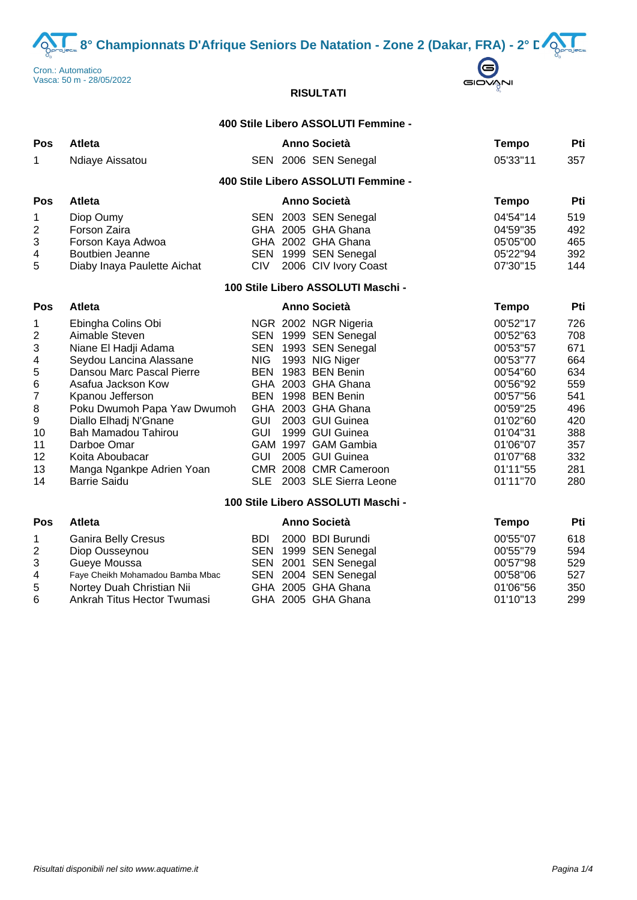# 8° Championnats D'Afrique Seniors De Natation - Zone 2 (Dakar, FRA) - 2° D

Cron.: Automatico
Vasca: 50 m - 28/05/2022

**RISULTATI**

### 400 Stile Libero ASSOLUTI Femmine -

| Pos | Atleta | | Anno | Società | Tempo | Pti |
|---|---|---|---|---|---|---|
| 1 | Ndiaye Aissatou | SEN | 2006 | SEN Senegal | 05'33"11 | 357 |

### 400 Stile Libero ASSOLUTI Femmine -

| Pos | Atleta | | Anno | Società | Tempo | Pti |
|---|---|---|---|---|---|---|
| 1 | Diop Oumy | SEN | 2003 | SEN Senegal | 04'54"14 | 519 |
| 2 | Forson Zaira | GHA | 2005 | GHA Ghana | 04'59"35 | 492 |
| 3 | Forson Kaya Adwoa | GHA | 2002 | GHA Ghana | 05'05"00 | 465 |
| 4 | Boutbien Jeanne | SEN | 1999 | SEN Senegal | 05'22"94 | 392 |
| 5 | Diaby Inaya Paulette Aichat | CIV | 2006 | CIV Ivory Coast | 07'30"15 | 144 |

### 100 Stile Libero ASSOLUTI Maschi -

| Pos | Atleta | | Anno | Società | Tempo | Pti |
|---|---|---|---|---|---|---|
| 1 | Ebingha Colins Obi | NGR | 2002 | NGR Nigeria | 00'52"17 | 726 |
| 2 | Aimable Steven | SEN | 1999 | SEN Senegal | 00'52"63 | 708 |
| 3 | Niane El Hadji Adama | SEN | 1993 | SEN Senegal | 00'53"57 | 671 |
| 4 | Seydou Lancina Alassane | NIG | 1993 | NIG Niger | 00'53"77 | 664 |
| 5 | Dansou Marc Pascal Pierre | BEN | 1983 | BEN Benin | 00'54"60 | 634 |
| 6 | Asafua Jackson Kow | GHA | 2003 | GHA Ghana | 00'56"92 | 559 |
| 7 | Kpanou Jefferson | BEN | 1998 | BEN Benin | 00'57"56 | 541 |
| 8 | Poku Dwumoh Papa Yaw Dwumoh | GHA | 2003 | GHA Ghana | 00'59"25 | 496 |
| 9 | Diallo Elhadj N'Gnane | GUI | 2003 | GUI Guinea | 01'02"60 | 420 |
| 10 | Bah Mamadou Tahirou | GUI | 1999 | GUI Guinea | 01'04"31 | 388 |
| 11 | Darboe Omar | GAM | 1997 | GAM Gambia | 01'06"07 | 357 |
| 12 | Koita Aboubacar | GUI | 2005 | GUI Guinea | 01'07"68 | 332 |
| 13 | Manga Ngankpe Adrien Yoan | CMR | 2008 | CMR Cameroon | 01'11"55 | 281 |
| 14 | Barrie Saidu | SLE | 2003 | SLE Sierra Leone | 01'11"70 | 280 |

### 100 Stile Libero ASSOLUTI Maschi -

| Pos | Atleta | | Anno | Società | Tempo | Pti |
|---|---|---|---|---|---|---|
| 1 | Ganira Belly Cresus | BDI | 2000 | BDI Burundi | 00'55"07 | 618 |
| 2 | Diop Ousseynou | SEN | 1999 | SEN Senegal | 00'55"79 | 594 |
| 3 | Gueye Moussa | SEN | 2001 | SEN Senegal | 00'57"98 | 529 |
| 4 | Faye Cheikh Mohamadou Bamba Mbac | SEN | 2004 | SEN Senegal | 00'58"06 | 527 |
| 5 | Nortey Duah Christian Nii | GHA | 2005 | GHA Ghana | 01'06"56 | 350 |
| 6 | Ankrah Titus Hector Twumasi | GHA | 2005 | GHA Ghana | 01'10"13 | 299 |

*Risultati disponibili nel sito www.aquatime.it*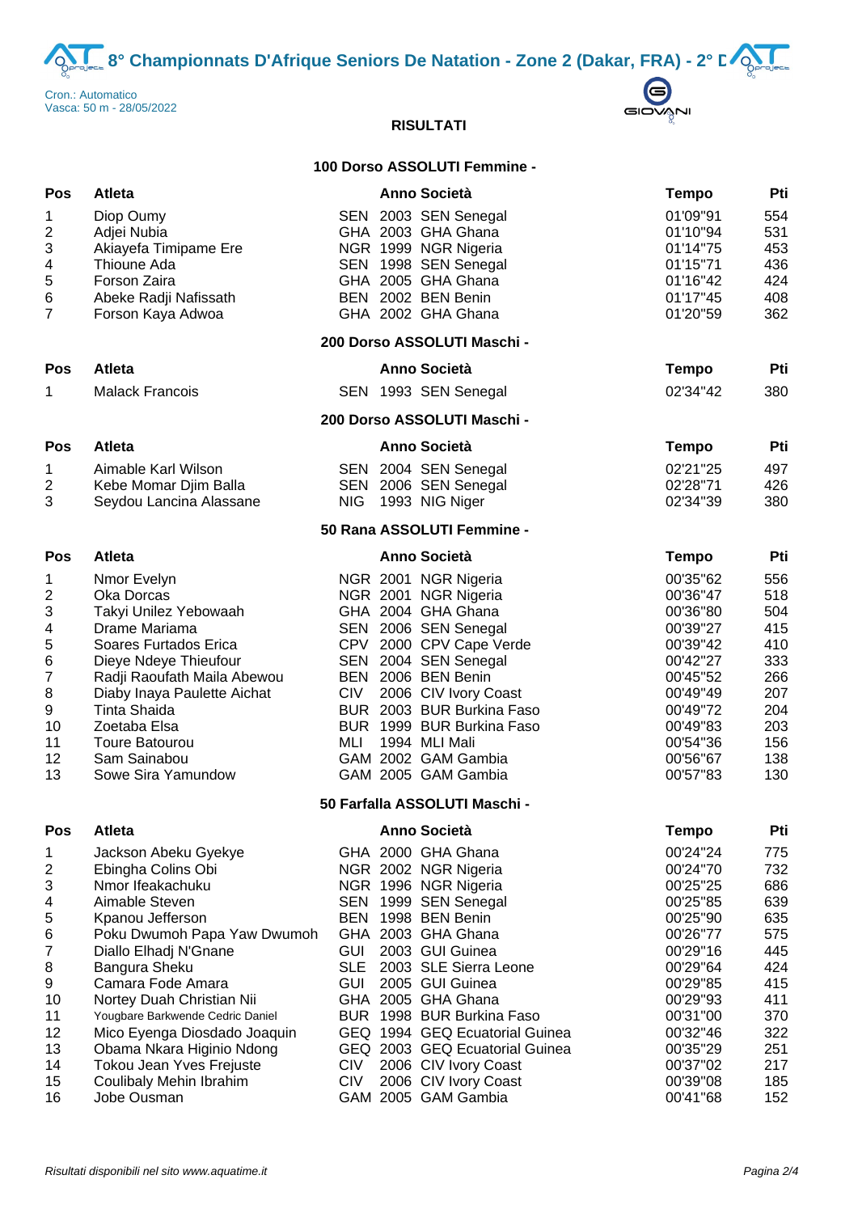# 8° Championnats D'Afrique Seniors De Natation - Zone 2 (Dakar, FRA) - 2° D

Cron.: Automatico
Vasca: 50 m - 28/05/2022

**RISULTATI**

### 100 Dorso ASSOLUTI Femmine -

| Pos | Atleta | | Anno | Società | Tempo | Pti |
|---|---|---|---|---|---|---|
| 1 | Diop Oumy | SEN | 2003 | SEN Senegal | 01'09"91 | 554 |
| 2 | Adjei Nubia | GHA | 2003 | GHA Ghana | 01'10"94 | 531 |
| 3 | Akiayefa Timipame Ere | NGR | 1999 | NGR Nigeria | 01'14"75 | 453 |
| 4 | Thioune Ada | SEN | 1998 | SEN Senegal | 01'15"71 | 436 |
| 5 | Forson Zaira | GHA | 2005 | GHA Ghana | 01'16"42 | 424 |
| 6 | Abeke Radji Nafissath | BEN | 2002 | BEN Benin | 01'17"45 | 408 |
| 7 | Forson Kaya Adwoa | GHA | 2002 | GHA Ghana | 01'20"59 | 362 |

### 200 Dorso ASSOLUTI Maschi -

| Pos | Atleta | | Anno | Società | Tempo | Pti |
|---|---|---|---|---|---|---|
| 1 | Malack Francois | SEN | 1993 | SEN Senegal | 02'34"42 | 380 |

### 200 Dorso ASSOLUTI Maschi -

| Pos | Atleta | | Anno | Società | Tempo | Pti |
|---|---|---|---|---|---|---|
| 1 | Aimable Karl Wilson | SEN | 2004 | SEN Senegal | 02'21"25 | 497 |
| 2 | Kebe Momar Djim Balla | SEN | 2006 | SEN Senegal | 02'28"71 | 426 |
| 3 | Seydou Lancina Alassane | NIG | 1993 | NIG Niger | 02'34"39 | 380 |

### 50 Rana ASSOLUTI Femmine -

| Pos | Atleta | | Anno | Società | Tempo | Pti |
|---|---|---|---|---|---|---|
| 1 | Nmor Evelyn | NGR | 2001 | NGR Nigeria | 00'35"62 | 556 |
| 2 | Oka Dorcas | NGR | 2001 | NGR Nigeria | 00'36"47 | 518 |
| 3 | Takyi Unilez Yebowaah | GHA | 2004 | GHA Ghana | 00'36"80 | 504 |
| 4 | Drame Mariama | SEN | 2006 | SEN Senegal | 00'39"27 | 415 |
| 5 | Soares Furtados Erica | CPV | 2000 | CPV Cape Verde | 00'39"42 | 410 |
| 6 | Dieye Ndeye Thieufour | SEN | 2004 | SEN Senegal | 00'42"27 | 333 |
| 7 | Radji Raoufath Maila Abewou | BEN | 2006 | BEN Benin | 00'45"52 | 266 |
| 8 | Diaby Inaya Paulette Aichat | CIV | 2006 | CIV Ivory Coast | 00'49"49 | 207 |
| 9 | Tinta Shaida | BUR | 2003 | BUR Burkina Faso | 00'49"72 | 204 |
| 10 | Zoetaba Elsa | BUR | 1999 | BUR Burkina Faso | 00'49"83 | 203 |
| 11 | Toure Batourou | MLI | 1994 | MLI Mali | 00'54"36 | 156 |
| 12 | Sam Sainabou | GAM | 2002 | GAM Gambia | 00'56"67 | 138 |
| 13 | Sowe Sira Yamundow | GAM | 2005 | GAM Gambia | 00'57"83 | 130 |

### 50 Farfalla ASSOLUTI Maschi -

| Pos | Atleta | | Anno | Società | Tempo | Pti |
|---|---|---|---|---|---|---|
| 1 | Jackson Abeku Gyekye | GHA | 2000 | GHA Ghana | 00'24"24 | 775 |
| 2 | Ebingha Colins Obi | NGR | 2002 | NGR Nigeria | 00'24"70 | 732 |
| 3 | Nmor Ifeakachuku | NGR | 1996 | NGR Nigeria | 00'25"25 | 686 |
| 4 | Aimable Steven | SEN | 1999 | SEN Senegal | 00'25"85 | 639 |
| 5 | Kpanou Jefferson | BEN | 1998 | BEN Benin | 00'25"90 | 635 |
| 6 | Poku Dwumoh Papa Yaw Dwumoh | GHA | 2003 | GHA Ghana | 00'26"77 | 575 |
| 7 | Diallo Elhadj N'Gnane | GUI | 2003 | GUI Guinea | 00'29"16 | 445 |
| 8 | Bangura Sheku | SLE | 2003 | SLE Sierra Leone | 00'29"64 | 424 |
| 9 | Camara Fode Amara | GUI | 2005 | GUI Guinea | 00'29"85 | 415 |
| 10 | Nortey Duah Christian Nii | GHA | 2005 | GHA Ghana | 00'29"93 | 411 |
| 11 | Yougbare Barkwende Cedric Daniel | BUR | 1998 | BUR Burkina Faso | 00'31"00 | 370 |
| 12 | Mico Eyenga Diosdado Joaquin | GEQ | 1994 | GEQ Ecuatorial Guinea | 00'32"46 | 322 |
| 13 | Obama Nkara Higinio Ndong | GEQ | 2003 | GEQ Ecuatorial Guinea | 00'35"29 | 251 |
| 14 | Tokou Jean Yves Frejuste | CIV | 2006 | CIV Ivory Coast | 00'37"02 | 217 |
| 15 | Coulibaly Mehin Ibrahim | CIV | 2006 | CIV Ivory Coast | 00'39"08 | 185 |
| 16 | Jobe Ousman | GAM | 2005 | GAM Gambia | 00'41"68 | 152 |

*Risultati disponibili nel sito www.aquatime.it*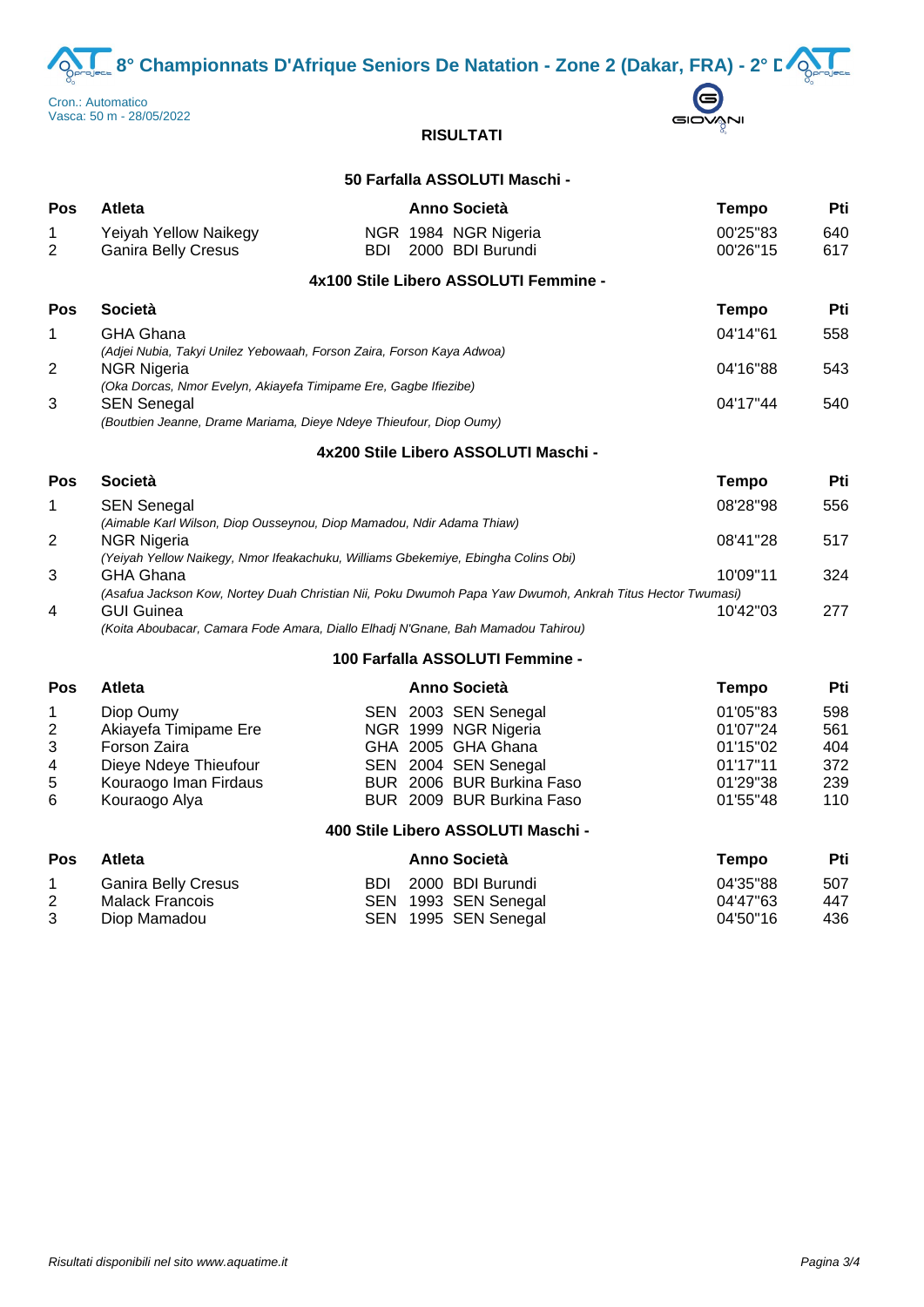# 8° Championnats D'Afrique Seniors De Natation - Zone 2 (Dakar, FRA) - 2° D

Cron.: Automatico
Vasca: 50 m - 28/05/2022

**RISULTATI**

### 50 Farfalla ASSOLUTI Maschi -

| Pos | Atleta | Anno | Società | Tempo | Pti |
|---|---|---|---|---|---|
| 1 | Yeiyah Yellow Naikegy | NGR 1984 | NGR Nigeria | 00'25"83 | 640 |
| 2 | Ganira Belly Cresus | BDI 2000 | BDI Burundi | 00'26"15 | 617 |

### 4x100 Stile Libero ASSOLUTI Femmine -

| Pos | Società | Tempo | Pti |
|---|---|---|---|
| 1 | GHA Ghana *(Adjei Nubia, Takyi Unilez Yebowaah, Forson Zaira, Forson Kaya Adwoa)* | 04'14"61 | 558 |
| 2 | NGR Nigeria *(Oka Dorcas, Nmor Evelyn, Akiayefa Timipame Ere, Gagbe Ifiezibe)* | 04'16"88 | 543 |
| 3 | SEN Senegal *(Boutbien Jeanne, Drame Mariama, Dieye Ndeye Thieufour, Diop Oumy)* | 04'17"44 | 540 |

### 4x200 Stile Libero ASSOLUTI Maschi -

| Pos | Società | Tempo | Pti |
|---|---|---|---|
| 1 | SEN Senegal *(Aimable Karl Wilson, Diop Ousseynou, Diop Mamadou, Ndir Adama Thiaw)* | 08'28"98 | 556 |
| 2 | NGR Nigeria *(Yeiyah Yellow Naikegy, Nmor Ifeakachuku, Williams Gbekemiye, Ebingha Colins Obi)* | 08'41"28 | 517 |
| 3 | GHA Ghana *(Asafua Jackson Kow, Nortey Duah Christian Nii, Poku Dwumoh Papa Yaw Dwumoh, Ankrah Titus Hector Twumasi)* | 10'09"11 | 324 |
| 4 | GUI Guinea *(Koita Aboubacar, Camara Fode Amara, Diallo Elhadj N'Gnane, Bah Mamadou Tahirou)* | 10'42"03 | 277 |

### 100 Farfalla ASSOLUTI Femmine -

| Pos | Atleta | Anno | Società | Tempo | Pti |
|---|---|---|---|---|---|
| 1 | Diop Oumy | SEN 2003 | SEN Senegal | 01'05"83 | 598 |
| 2 | Akiayefa Timipame Ere | NGR 1999 | NGR Nigeria | 01'07"24 | 561 |
| 3 | Forson Zaira | GHA 2005 | GHA Ghana | 01'15"02 | 404 |
| 4 | Dieye Ndeye Thieufour | SEN 2004 | SEN Senegal | 01'17"11 | 372 |
| 5 | Kouraogo Iman Firdaus | BUR 2006 | BUR Burkina Faso | 01'29"38 | 239 |
| 6 | Kouraogo Alya | BUR 2009 | BUR Burkina Faso | 01'55"48 | 110 |

### 400 Stile Libero ASSOLUTI Maschi -

| Pos | Atleta | Anno | Società | Tempo | Pti |
|---|---|---|---|---|---|
| 1 | Ganira Belly Cresus | BDI 2000 | BDI Burundi | 04'35"88 | 507 |
| 2 | Malack Francois | SEN 1993 | SEN Senegal | 04'47"63 | 447 |
| 3 | Diop Mamadou | SEN 1995 | SEN Senegal | 04'50"16 | 436 |

*Risultati disponibili nel sito www.aquatime.it*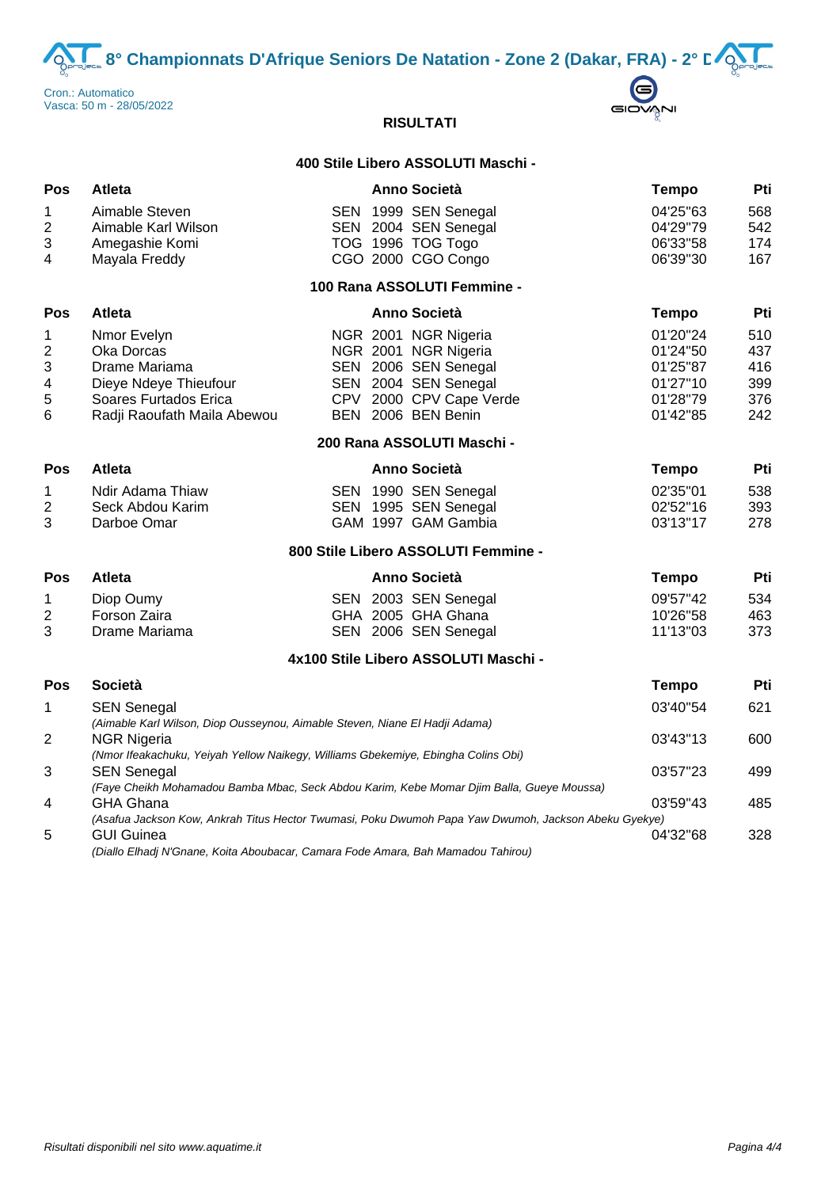# 8° Championnats D'Afrique Seniors De Natation - Zone 2 (Dakar, FRA) - 2° D

Cron.: Automatico
Vasca: 50 m - 28/05/2022

**RISULTATI**

## 400 Stile Libero ASSOLUTI Maschi -

| Pos | Atleta | Anno Società | | | | Tempo | Pti |
|---|---|---|---|---|---|---|---|
| 1 | Aimable Steven | SEN | 1999 | SEN | Senegal | 04'25"63 | 568 |
| 2 | Aimable Karl Wilson | SEN | 2004 | SEN | Senegal | 04'29"79 | 542 |
| 3 | Amegashie Komi | TOG | 1996 | TOG | Togo | 06'33"58 | 174 |
| 4 | Mayala Freddy | CGO | 2000 | CGO | Congo | 06'39"30 | 167 |

## 100 Rana ASSOLUTI Femmine -

| Pos | Atleta | Anno Società | | | | Tempo | Pti |
|---|---|---|---|---|---|---|---|
| 1 | Nmor Evelyn | NGR | 2001 | NGR | Nigeria | 01'20"24 | 510 |
| 2 | Oka Dorcas | NGR | 2001 | NGR | Nigeria | 01'24"50 | 437 |
| 3 | Drame Mariama | SEN | 2006 | SEN | Senegal | 01'25"87 | 416 |
| 4 | Dieye Ndeye Thieufour | SEN | 2004 | SEN | Senegal | 01'27"10 | 399 |
| 5 | Soares Furtados Erica | CPV | 2000 | CPV | Cape Verde | 01'28"79 | 376 |
| 6 | Radji Raoufath Maila Abewou | BEN | 2006 | BEN | Benin | 01'42"85 | 242 |

## 200 Rana ASSOLUTI Maschi -

| Pos | Atleta | Anno Società | | | | Tempo | Pti |
|---|---|---|---|---|---|---|---|
| 1 | Ndir Adama Thiaw | SEN | 1990 | SEN | Senegal | 02'35"01 | 538 |
| 2 | Seck Abdou Karim | SEN | 1995 | SEN | Senegal | 02'52"16 | 393 |
| 3 | Darboe Omar | GAM | 1997 | GAM | Gambia | 03'13"17 | 278 |

## 800 Stile Libero ASSOLUTI Femmine -

| Pos | Atleta | Anno Società | | | | Tempo | Pti |
|---|---|---|---|---|---|---|---|
| 1 | Diop Oumy | SEN | 2003 | SEN | Senegal | 09'57"42 | 534 |
| 2 | Forson Zaira | GHA | 2005 | GHA | Ghana | 10'26"58 | 463 |
| 3 | Drame Mariama | SEN | 2006 | SEN | Senegal | 11'13"03 | 373 |

## 4x100 Stile Libero ASSOLUTI Maschi -

| Pos | Società | Tempo | Pti |
|---|---|---|---|
| 1 | SEN Senegal<br>*(Aimable Karl Wilson, Diop Ousseynou, Aimable Steven, Niane El Hadji Adama)* | 03'40"54 | 621 |
| 2 | NGR Nigeria<br>*(Nmor Ifeakachuku, Yeiyah Yellow Naikegy, Williams Gbekemiye, Ebingha Colins Obi)* | 03'43"13 | 600 |
| 3 | SEN Senegal<br>*(Faye Cheikh Mohamadou Bamba Mbac, Seck Abdou Karim, Kebe Momar Djim Balla, Gueye Moussa)* | 03'57"23 | 499 |
| 4 | GHA Ghana<br>*(Asafua Jackson Kow, Ankrah Titus Hector Twumasi, Poku Dwumoh Papa Yaw Dwumoh, Jackson Abeku Gyekye)* | 03'59"43 | 485 |
| 5 | GUI Guinea<br>*(Diallo Elhadj N'Gnane, Koita Aboubacar, Camara Fode Amara, Bah Mamadou Tahirou)* | 04'32"68 | 328 |

*Risultati disponibili nel sito www.aquatime.it*